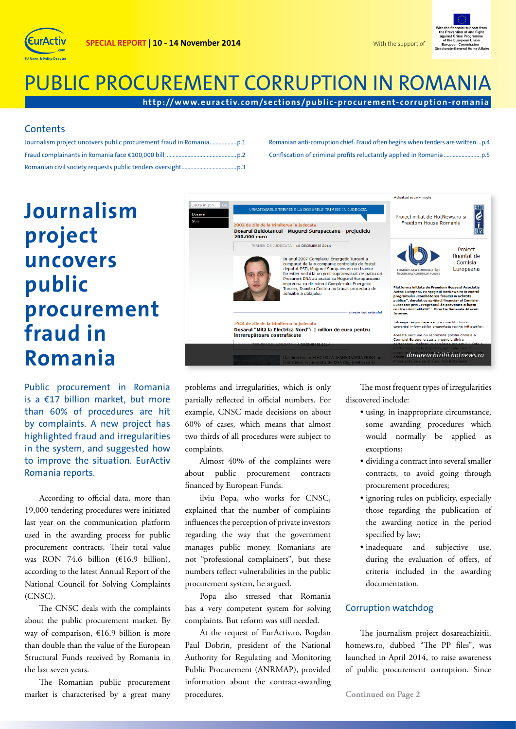# PUBLIC PROCUREMENT CORRUPTION IN ROMANIA

**SPECIAL REPORT | 10 - 14 November 2014**

With the support of: With the financial support from the Prevention of and Fight against Crime Programme of the European Union European Commission - Directorate-General Home Affairs

**http://www.euractiv.com/sections/public-procurement-corruption-romania**

## Contents

- Journalism project uncovers public procurement fraud in Romania .................. p.1
- Fraud complainants in Romania face €100,000 bill .................. p.2
- Romanian civil society requests public tenders oversight .................. p.3
- Romanian anti-corruption chief: Fraud often begins when tenders are written ... p.4
- Confiscation of criminal profits reluctantly applied in Romania .................. p.5

# Journalism project uncovers public procurement fraud in Romania

Public procurement in Romania is a €17 billion market, but more than 60% of procedures are hit by complaints. A new project has highlighted fraud and irregularities in the system, and suggested how to improve the situation. EurActiv Romania reports.

According to official data, more than 19,000 tendering procedures were initiated last year on the communication platform used in the awarding process for public procurement contracts. Their total value was RON 74.6 billion (€16.9 billion), according to the latest Annual Report of the National Council for Solving Complaints (CNSC).

The CNSC deals with the complaints about the public procurement market. By way of comparison, €16.9 billion is more than double than the value of the European Structural Funds received by Romania in the last seven years.

The Romanian public procurement market is characterised by a great many problems and irregularities, which is only partially reflected in official numbers. For example, CNSC made decisions on about 60% of cases, which means that almost two thirds of all procedures were subject to complaints.

Almost 40% of the complaints were about public procurement contracts financed by European Funds.

ilviu Popa, who works for CNSC, explained that the number of complaints influences the perception of private investors regarding the way that the government manages public money. Romanians are not "professional complainers", but these numbers reflect vulnerabilities in the public procurement system, he argued.

Popa also stressed that Romania has a very competent system for solving complaints. But reform was still needed.

At the request of EurActiv.ro, Bogdan Paul Dobrin, president of the National Authority for Regulating and Monitoring Public Procurement (ANRMAP), provided information about the contract-awarding procedures.

The most frequent types of irregularities discovered include:

- using, in inappropriate circumstance, some awarding procedures which would normally be applied as exceptions;
- dividing a contract into several smaller contracts, to avoid going through procurement procedures;
- ignoring rules on publicity, especially those regarding the publication of the awarding notice in the period specified by law;
- inadequate and subjective use, during the evaluation of offers, of criteria included in the awarding documentation.

## Corruption watchdog

The journalism project dosareachizitii.hotnews.ro, dubbed "The PP files", was launched in April 2014, to raise awareness of public procurement corruption. Since

**Continued on Page 2**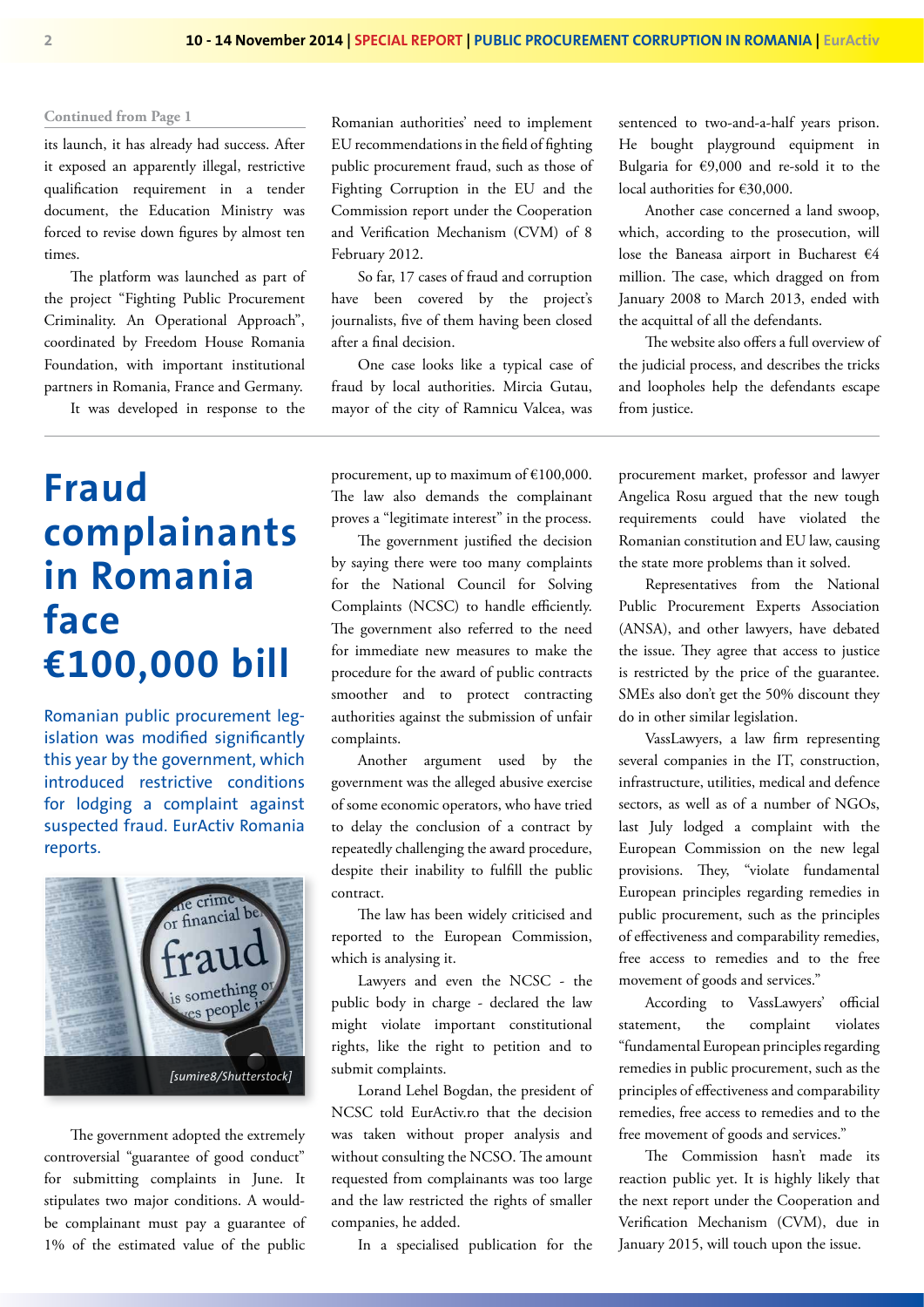Continued from Page 1

its launch, it has already had success. After it exposed an apparently illegal, restrictive qualification requirement in a tender document, the Education Ministry was forced to revise down figures by almost ten times.

The platform was launched as part of the project "Fighting Public Procurement Criminality. An Operational Approach", coordinated by Freedom House Romania Foundation, with important institutional partners in Romania, France and Germany.

It was developed in response to the Romanian authorities' need to implement EU recommendations in the field of fighting public procurement fraud, such as those of Fighting Corruption in the EU and the Commission report under the Cooperation and Verification Mechanism (CVM) of 8 February 2012.

So far, 17 cases of fraud and corruption have been covered by the project's journalists, five of them having been closed after a final decision.

One case looks like a typical case of fraud by local authorities. Mircia Gutau, mayor of the city of Ramnicu Valcea, was sentenced to two-and-a-half years prison. He bought playground equipment in Bulgaria for €9,000 and re-sold it to the local authorities for €30,000.

Another case concerned a land swoop, which, according to the prosecution, will lose the Baneasa airport in Bucharest €4 million. The case, which dragged on from January 2008 to March 2013, ended with the acquittal of all the defendants.

The website also offers a full overview of the judicial process, and describes the tricks and loopholes help the defendants escape from justice.

# Fraud complainants in Romania face €100,000 bill

Romanian public procurement legislation was modified significantly this year by the government, which introduced restrictive conditions for lodging a complaint against suspected fraud. EurActiv Romania reports.

[sumire8/Shutterstock]

The government adopted the extremely controversial "guarantee of good conduct" for submitting complaints in June. It stipulates two major conditions. A would-be complainant must pay a guarantee of 1% of the estimated value of the public procurement, up to maximum of €100,000. The law also demands the complainant proves a "legitimate interest" in the process.

The government justified the decision by saying there were too many complaints for the National Council for Solving Complaints (NCSC) to handle efficiently. The government also referred to the need for immediate new measures to make the procedure for the award of public contracts smoother and to protect contracting authorities against the submission of unfair complaints.

Another argument used by the government was the alleged abusive exercise of some economic operators, who have tried to delay the conclusion of a contract by repeatedly challenging the award procedure, despite their inability to fulfill the public contract.

The law has been widely criticised and reported to the European Commission, which is analysing it.

Lawyers and even the NCSC - the public body in charge - declared the law might violate important constitutional rights, like the right to petition and to submit complaints.

Lorand Lehel Bogdan, the president of NCSC told EurActiv.ro that the decision was taken without proper analysis and without consulting the NCSO. The amount requested from complainants was too large and the law restricted the rights of smaller companies, he added.

In a specialised publication for the procurement market, professor and lawyer Angelica Rosu argued that the new tough requirements could have violated the Romanian constitution and EU law, causing the state more problems than it solved.

Representatives from the National Public Procurement Experts Association (ANSA), and other lawyers, have debated the issue. They agree that access to justice is restricted by the price of the guarantee. SMEs also don't get the 50% discount they do in other similar legislation.

VassLawyers, a law firm representing several companies in the IT, construction, infrastructure, utilities, medical and defence sectors, as well as of a number of NGOs, last July lodged a complaint with the European Commission on the new legal provisions. They, "violate fundamental European principles regarding remedies in public procurement, such as the principles of effectiveness and comparability remedies, free access to remedies and to the free movement of goods and services."

According to VassLawyers' official statement, the complaint violates "fundamental European principles regarding remedies in public procurement, such as the principles of effectiveness and comparability remedies, free access to remedies and to the free movement of goods and services."

The Commission hasn't made its reaction public yet. It is highly likely that the next report under the Cooperation and Verification Mechanism (CVM), due in January 2015, will touch upon the issue.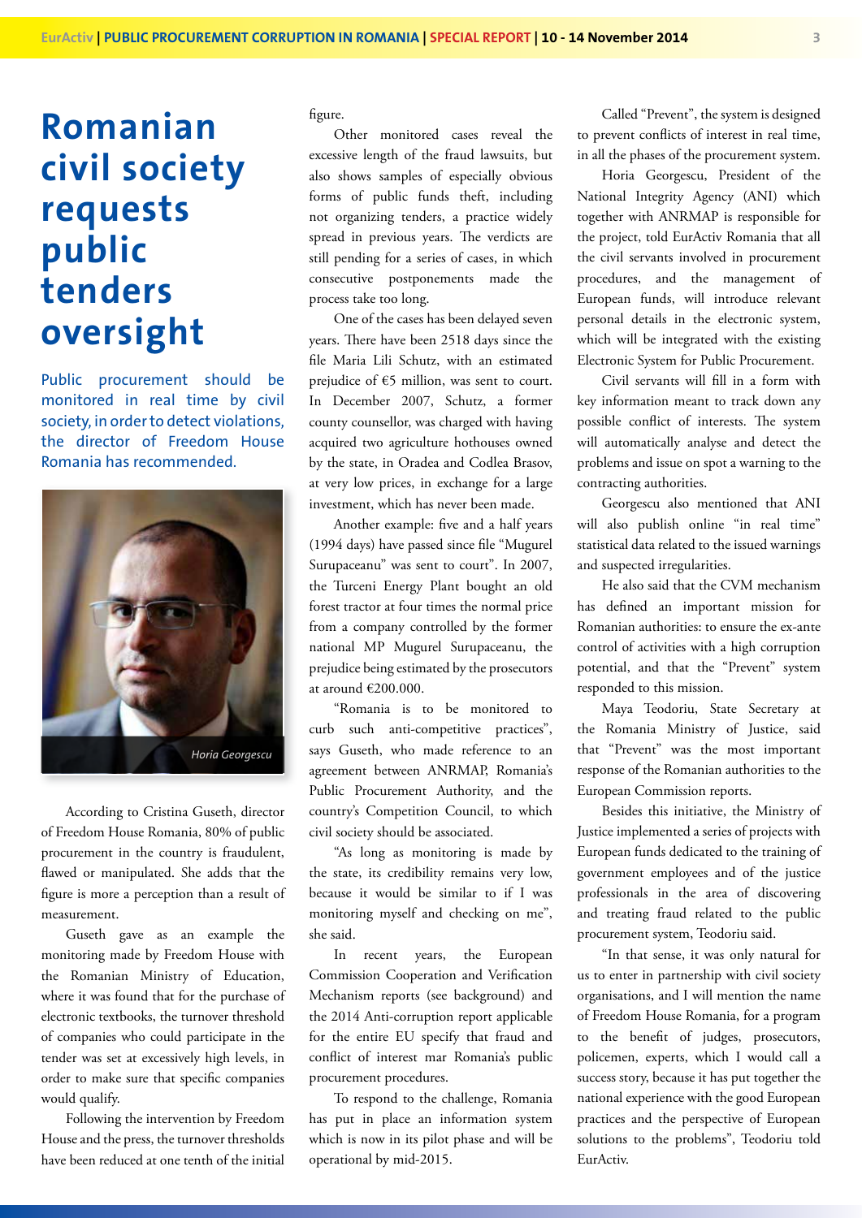# Romanian civil society requests public tenders oversight

Public procurement should be monitored in real time by civil society, in order to detect violations, the director of Freedom House Romania has recommended.

*Horia Georgescu*

According to Cristina Guseth, director of Freedom House Romania, 80% of public procurement in the country is fraudulent, flawed or manipulated. She adds that the figure is more a perception than a result of measurement.

Guseth gave as an example the monitoring made by Freedom House with the Romanian Ministry of Education, where it was found that for the purchase of electronic textbooks, the turnover threshold of companies who could participate in the tender was set at excessively high levels, in order to make sure that specific companies would qualify.

Following the intervention by Freedom House and the press, the turnover thresholds have been reduced at one tenth of the initial figure.

Other monitored cases reveal the excessive length of the fraud lawsuits, but also shows samples of especially obvious forms of public funds theft, including not organizing tenders, a practice widely spread in previous years. The verdicts are still pending for a series of cases, in which consecutive postponements made the process take too long.

One of the cases has been delayed seven years. There have been 2518 days since the file Maria Lili Schutz, with an estimated prejudice of €5 million, was sent to court. In December 2007, Schutz, a former county counsellor, was charged with having acquired two agriculture hothouses owned by the state, in Oradea and Codlea Brasov, at very low prices, in exchange for a large investment, which has never been made.

Another example: five and a half years (1994 days) have passed since file "Mugurel Surupaceanu" was sent to court". In 2007, the Turceni Energy Plant bought an old forest tractor at four times the normal price from a company controlled by the former national MP Mugurel Surupaceanu, the prejudice being estimated by the prosecutors at around €200.000.

"Romania is to be monitored to curb such anti-competitive practices", says Guseth, who made reference to an agreement between ANRMAP, Romania's Public Procurement Authority, and the country's Competition Council, to which civil society should be associated.

"As long as monitoring is made by the state, its credibility remains very low, because it would be similar to if I was monitoring myself and checking on me", she said.

In recent years, the European Commission Cooperation and Verification Mechanism reports (see background) and the 2014 Anti-corruption report applicable for the entire EU specify that fraud and conflict of interest mar Romania's public procurement procedures.

To respond to the challenge, Romania has put in place an information system which is now in its pilot phase and will be operational by mid-2015.

Called "Prevent", the system is designed to prevent conflicts of interest in real time, in all the phases of the procurement system.

Horia Georgescu, President of the National Integrity Agency (ANI) which together with ANRMAP is responsible for the project, told EurActiv Romania that all the civil servants involved in procurement procedures, and the management of European funds, will introduce relevant personal details in the electronic system, which will be integrated with the existing Electronic System for Public Procurement.

Civil servants will fill in a form with key information meant to track down any possible conflict of interests. The system will automatically analyse and detect the problems and issue on spot a warning to the contracting authorities.

Georgescu also mentioned that ANI will also publish online "in real time" statistical data related to the issued warnings and suspected irregularities.

He also said that the CVM mechanism has defined an important mission for Romanian authorities: to ensure the ex-ante control of activities with a high corruption potential, and that the "Prevent" system responded to this mission.

Maya Teodoriu, State Secretary at the Romania Ministry of Justice, said that "Prevent" was the most important response of the Romanian authorities to the European Commission reports.

Besides this initiative, the Ministry of Justice implemented a series of projects with European funds dedicated to the training of government employees and of the justice professionals in the area of discovering and treating fraud related to the public procurement system, Teodoriu said.

"In that sense, it was only natural for us to enter in partnership with civil society organisations, and I will mention the name of Freedom House Romania, for a program to the benefit of judges, prosecutors, policemen, experts, which I would call a success story, because it has put together the national experience with the good European practices and the perspective of European solutions to the problems", Teodoriu told EurActiv.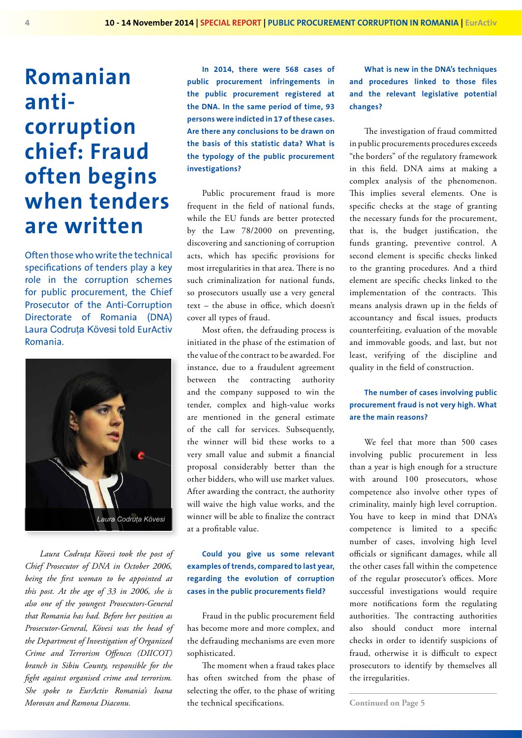// Romanian anti-corruption chief: Fraud often begins when tenders are written

Often those who write the technical specifications of tenders play a key role in the corruption schemes for public procurement, the Chief Prosecutor of the Anti-Corruption Directorate of Romania (DNA) Laura Codruța Kövesi told EurActiv Romania.

Laura Codruța Kövesi

*Laura Codruța Kövesi took the post of Chief Prosecutor of DNA in October 2006, being the first woman to be appointed at this post. At the age of 33 in 2006, she is also one of the youngest Prosecutors-General that Romania has had. Before her position as Prosecutor-General, Kövesi was the head of the Department of Investigation of Organized Crime and Terrorism Offences (DIICOT) branch in Sibiu County, responsible for the fight against organised crime and terrorism. She spoke to EurActiv Romania's Ioana Morovan and Ramona Diaconu.*

**In 2014, there were 568 cases of public procurement infringements in the public procurement registered at the DNA. In the same period of time, 93 persons were indicted in 17 of these cases. Are there any conclusions to be drawn on the basis of this statistic data? What is the typology of the public procurement investigations?**

Public procurement fraud is more frequent in the field of national funds, while the EU funds are better protected by the Law 78/2000 on preventing, discovering and sanctioning of corruption acts, which has specific provisions for most irregularities in that area. There is no such criminalization for national funds, so prosecutors usually use a very general text – the abuse in office, which doesn't cover all types of fraud.

Most often, the defrauding process is initiated in the phase of the estimation of the value of the contract to be awarded. For instance, due to a fraudulent agreement between the contracting authority and the company supposed to win the tender, complex and high-value works are mentioned in the general estimate of the call for services. Subsequently, the winner will bid these works to a very small value and submit a financial proposal considerably better than the other bidders, who will use market values. After awarding the contract, the authority will waive the high value works, and the winner will be able to finalize the contract at a profitable value.

**Could you give us some relevant examples of trends, compared to last year, regarding the evolution of corruption cases in the public procurements field?**

Fraud in the public procurement field has become more and more complex, and the defrauding mechanisms are even more sophisticated.

The moment when a fraud takes place has often switched from the phase of selecting the offer, to the phase of writing the technical specifications.

**What is new in the DNA's techniques and procedures linked to those files and the relevant legislative potential changes?**

The investigation of fraud committed in public procurements procedures exceeds "the borders" of the regulatory framework in this field. DNA aims at making a complex analysis of the phenomenon. This implies several elements. One is specific checks at the stage of granting the necessary funds for the procurement, that is, the budget justification, the funds granting, preventive control. A second element is specific checks linked to the granting procedures. And a third element are specific checks linked to the implementation of the contracts. This means analysis drawn up in the fields of accountancy and fiscal issues, products counterfeiting, evaluation of the movable and immovable goods, and last, but not least, verifying of the discipline and quality in the field of construction.

**The number of cases involving public procurement fraud is not very high. What are the main reasons?**

We feel that more than 500 cases involving public procurement in less than a year is high enough for a structure with around 100 prosecutors, whose competence also involve other types of criminality, mainly high level corruption. You have to keep in mind that DNA's competence is limited to a specific number of cases, involving high level officials or significant damages, while all the other cases fall within the competence of the regular prosecutor's offices. More successful investigations would require more notifications form the regulating authorities. The contracting authorities also should conduct more internal checks in order to identify suspicions of fraud, otherwise it is difficult to expect prosecutors to identify by themselves all the irregularities.

Continued on Page 5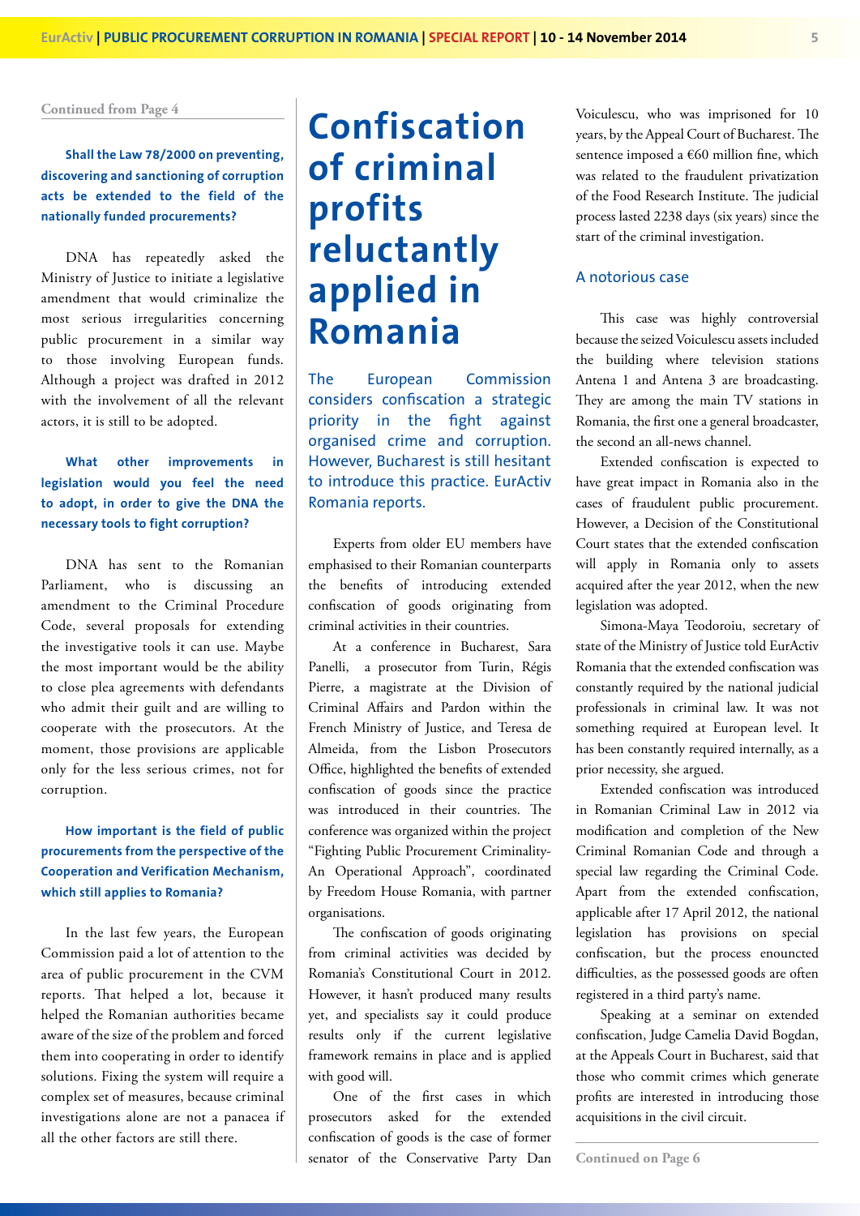Continued from Page 4

**Shall the Law 78/2000 on preventing, discovering and sanctioning of corruption acts be extended to the field of the nationally funded procurements?**

DNA has repeatedly asked the Ministry of Justice to initiate a legislative amendment that would criminalize the most serious irregularities concerning public procurement in a similar way to those involving European funds. Although a project was drafted in 2012 with the involvement of all the relevant actors, it is still to be adopted.

**What other improvements in legislation would you feel the need to adopt, in order to give the DNA the necessary tools to fight corruption?**

DNA has sent to the Romanian Parliament, who is discussing an amendment to the Criminal Procedure Code, several proposals for extending the investigative tools it can use. Maybe the most important would be the ability to close plea agreements with defendants who admit their guilt and are willing to cooperate with the prosecutors. At the moment, those provisions are applicable only for the less serious crimes, not for corruption.

**How important is the field of public procurements from the perspective of the Cooperation and Verification Mechanism, which still applies to Romania?**

In the last few years, the European Commission paid a lot of attention to the area of public procurement in the CVM reports. That helped a lot, because it helped the Romanian authorities became aware of the size of the problem and forced them into cooperating in order to identify solutions. Fixing the system will require a complex set of measures, because criminal investigations alone are not a panacea if all the other factors are still there.

# Confiscation of criminal profits reluctantly applied in Romania

The European Commission considers confiscation a strategic priority in the fight against organised crime and corruption. However, Bucharest is still hesitant to introduce this practice. EurActiv Romania reports.

Experts from older EU members have emphasised to their Romanian counterparts the benefits of introducing extended confiscation of goods originating from criminal activities in their countries.

At a conference in Bucharest, Sara Panelli, a prosecutor from Turin, Régis Pierre, a magistrate at the Division of Criminal Affairs and Pardon within the French Ministry of Justice, and Teresa de Almeida, from the Lisbon Prosecutors Office, highlighted the benefits of extended confiscation of goods since the practice was introduced in their countries. The conference was organized within the project "Fighting Public Procurement Criminality- An Operational Approach", coordinated by Freedom House Romania, with partner organisations.

The confiscation of goods originating from criminal activities was decided by Romania's Constitutional Court in 2012. However, it hasn't produced many results yet, and specialists say it could produce results only if the current legislative framework remains in place and is applied with good will.

One of the first cases in which prosecutors asked for the extended confiscation of goods is the case of former senator of the Conservative Party Dan Voiculescu, who was imprisoned for 10 years, by the Appeal Court of Bucharest. The sentence imposed a €60 million fine, which was related to the fraudulent privatization of the Food Research Institute. The judicial process lasted 2238 days (six years) since the start of the criminal investigation.

## A notorious case

This case was highly controversial because the seized Voiculescu assets included the building where television stations Antena 1 and Antena 3 are broadcasting. They are among the main TV stations in Romania, the first one a general broadcaster, the second an all-news channel.

Extended confiscation is expected to have great impact in Romania also in the cases of fraudulent public procurement. However, a Decision of the Constitutional Court states that the extended confiscation will apply in Romania only to assets acquired after the year 2012, when the new legislation was adopted.

Simona-Maya Teodoroiu, secretary of state of the Ministry of Justice told EurActiv Romania that the extended confiscation was constantly required by the national judicial professionals in criminal law. It was not something required at European level. It has been constantly required internally, as a prior necessity, she argued.

Extended confiscation was introduced in Romanian Criminal Law in 2012 via modification and completion of the New Criminal Romanian Code and through a special law regarding the Criminal Code. Apart from the extended confiscation, applicable after 17 April 2012, the national legislation has provisions on special confiscation, but the process enounced difficulties, as the possessed goods are often registered in a third party's name.

Speaking at a seminar on extended confiscation, Judge Camelia David Bogdan, at the Appeals Court in Bucharest, said that those who commit crimes which generate profits are interested in introducing those acquisitions in the civil circuit.

Continued on Page 6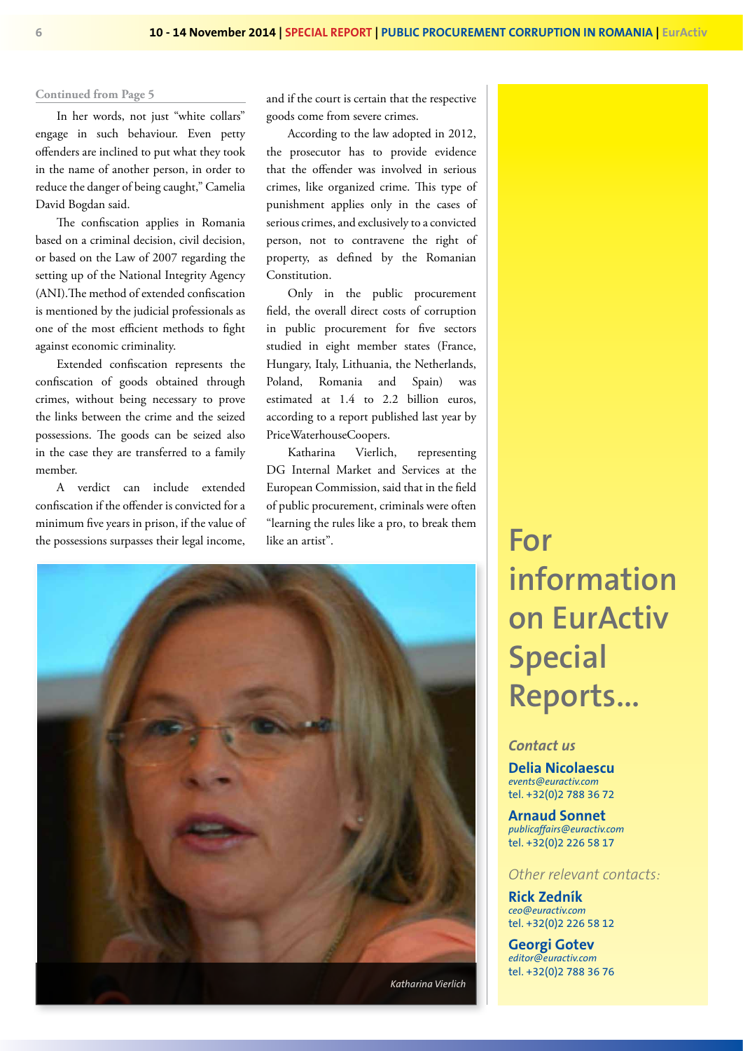Continued from Page 5

In her words, not just "white collars" engage in such behaviour. Even petty offenders are inclined to put what they took in the name of another person, in order to reduce the danger of being caught," Camelia David Bogdan said.

The confiscation applies in Romania based on a criminal decision, civil decision, or based on the Law of 2007 regarding the setting up of the National Integrity Agency (ANI).The method of extended confiscation is mentioned by the judicial professionals as one of the most efficient methods to fight against economic criminality.

Extended confiscation represents the confiscation of goods obtained through crimes, without being necessary to prove the links between the crime and the seized possessions. The goods can be seized also in the case they are transferred to a family member.

A verdict can include extended confiscation if the offender is convicted for a minimum five years in prison, if the value of the possessions surpasses their legal income, and if the court is certain that the respective goods come from severe crimes.

According to the law adopted in 2012, the prosecutor has to provide evidence that the offender was involved in serious crimes, like organized crime. This type of punishment applies only in the cases of serious crimes, and exclusively to a convicted person, not to contravene the right of property, as defined by the Romanian Constitution.

Only in the public procurement field, the overall direct costs of corruption in public procurement for five sectors studied in eight member states (France, Hungary, Italy, Lithuania, the Netherlands, Poland, Romania and Spain) was estimated at 1.4 to 2.2 billion euros, according to a report published last year by PriceWaterhouseCoopers.

Katharina Vierlich, representing DG Internal Market and Services at the European Commission, said that in the field of public procurement, criminals were often "learning the rules like a pro, to break them like an artist".

*Katharina Vierlich*

## For information on EurActiv Special Reports...

***Contact us***

**Delia Nicolaescu**
*events@euractiv.com*
tel. +32(0)2 788 36 72

**Arnaud Sonnet**
*publicaffairs@euractiv.com*
tel. +32(0)2 226 58 17

*Other relevant contacts:*

**Rick Zedník**
*ceo@euractiv.com*
tel. +32(0)2 226 58 12

**Georgi Gotev**
*editor@euractiv.com*
tel. +32(0)2 788 36 76